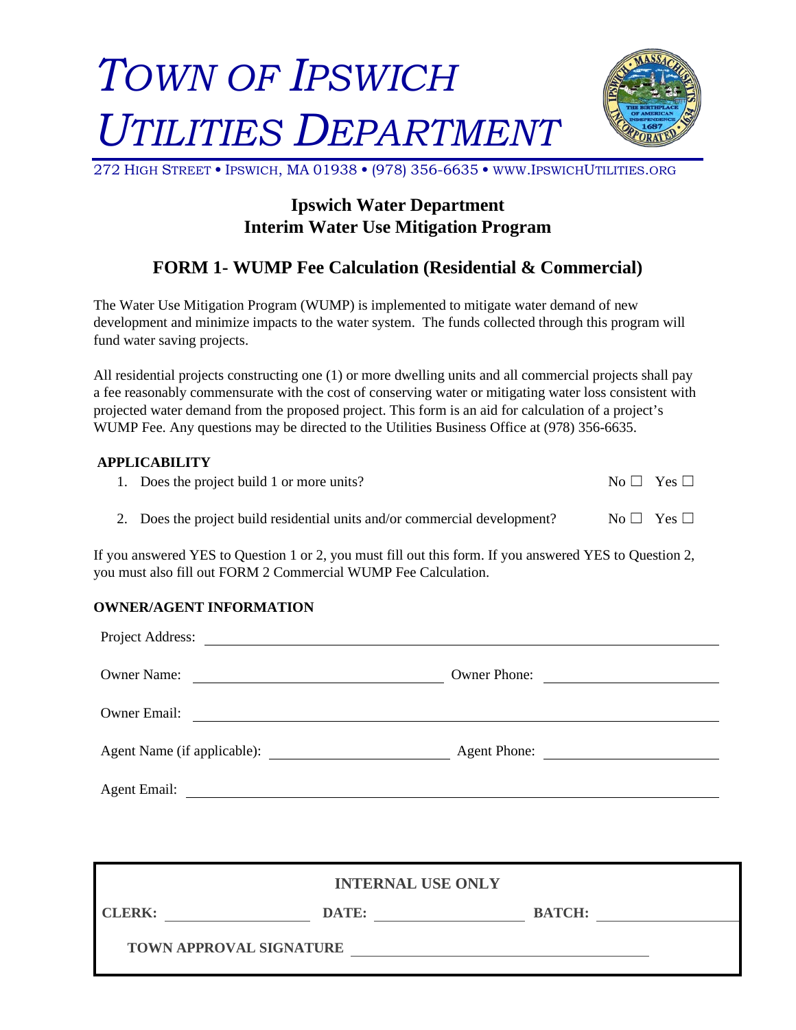# *TOWN OF IPSWICH UTILITIES DEPARTMENT*

272 HIGH STREET • IPSWICH, MA 01938 • (978) 356-6635 • WWW.IPSWICHUTILITIES.ORG

## Ipswich Water Department
## Interim Water Use Mitigation Program

### FORM 1- WUMP Fee Calculation (Residential & Commercial)

The Water Use Mitigation Program (WUMP) is implemented to mitigate water demand of new development and minimize impacts to the water system. The funds collected through this program will fund water saving projects.

All residential projects constructing one (1) or more dwelling units and all commercial projects shall pay a fee reasonably commensurate with the cost of conserving water or mitigating water loss consistent with projected water demand from the proposed project. This form is an aid for calculation of a project's WUMP Fee. Any questions may be directed to the Utilities Business Office at (978) 356-6635.

**APPLICABILITY**

1. Does the project build 1 or more units? No ☐ Yes ☐
2. Does the project build residential units and/or commercial development? No ☐ Yes ☐

If you answered YES to Question 1 or 2, you must fill out this form. If you answered YES to Question 2, you must also fill out FORM 2 Commercial WUMP Fee Calculation.

**OWNER/AGENT INFORMATION**

Project Address: ______________________________

Owner Name: ______________________ Owner Phone: ______________________

Owner Email: ______________________________

Agent Name (if applicable): ______________________ Agent Phone: ______________________

Agent Email: ______________________________

**INTERNAL USE ONLY**

**CLERK:** ______________ **DATE:** ______________ **BATCH:** ______________

**TOWN APPROVAL SIGNATURE** ______________________________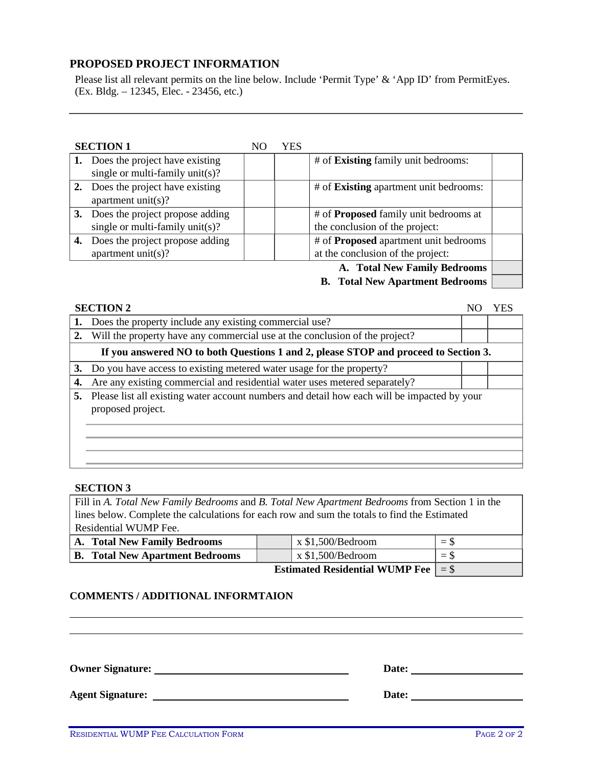## PROPOSED PROJECT INFORMATION

Please list all relevant permits on the line below. Include 'Permit Type' & 'App ID' from PermitEyes. (Ex. Bldg. – 12345, Elec. - 23456, etc.)

---

### SECTION 1

| | NO | YES | | |
|---|---|---|---|---|
| **1.** Does the project have existing single or multi-family unit(s)? | | | # of **Existing** family unit bedrooms: | |
| **2.** Does the project have existing apartment unit(s)? | | | # of **Existing** apartment unit bedrooms: | |
| **3.** Does the project propose adding single or multi-family unit(s)? | | | # of **Proposed** family unit bedrooms at the conclusion of the project: | |
| **4.** Does the project propose adding apartment unit(s)? | | | # of **Proposed** apartment unit bedrooms at the conclusion of the project: | |
| | | | **A. Total New Family Bedrooms** | |
| | | | **B. Total New Apartment Bedrooms** | |

### SECTION 2

| | NO | YES |
|---|---|---|
| **1.** Does the property include any existing commercial use? | | |
| **2.** Will the property have any commercial use at the conclusion of the project? | | |
| **If you answered NO to both Questions 1 and 2, please STOP and proceed to Section 3.** | | |
| **3.** Do you have access to existing metered water usage for the property? | | |
| **4.** Are any existing commercial and residential water uses metered separately? | | |
| **5.** Please list all existing water account numbers and detail how each will be impacted by your proposed project. | | |

### SECTION 3

Fill in *A. Total New Family Bedrooms* and *B. Total New Apartment Bedrooms* from Section 1 in the lines below. Complete the calculations for each row and sum the totals to find the Estimated Residential WUMP Fee.

| | | | |
|---|---|---|---|
| **A. Total New Family Bedrooms** | | x $1,500/Bedroom | = $ |
| **B. Total New Apartment Bedrooms** | | x $1,500/Bedroom | = $ |
| | | **Estimated Residential WUMP Fee** | = $ |

## COMMENTS / ADDITIONAL INFORMTAION

**Owner Signature:** ____________________ **Date:** ____________

**Agent Signature:** ____________________ **Date:** ____________